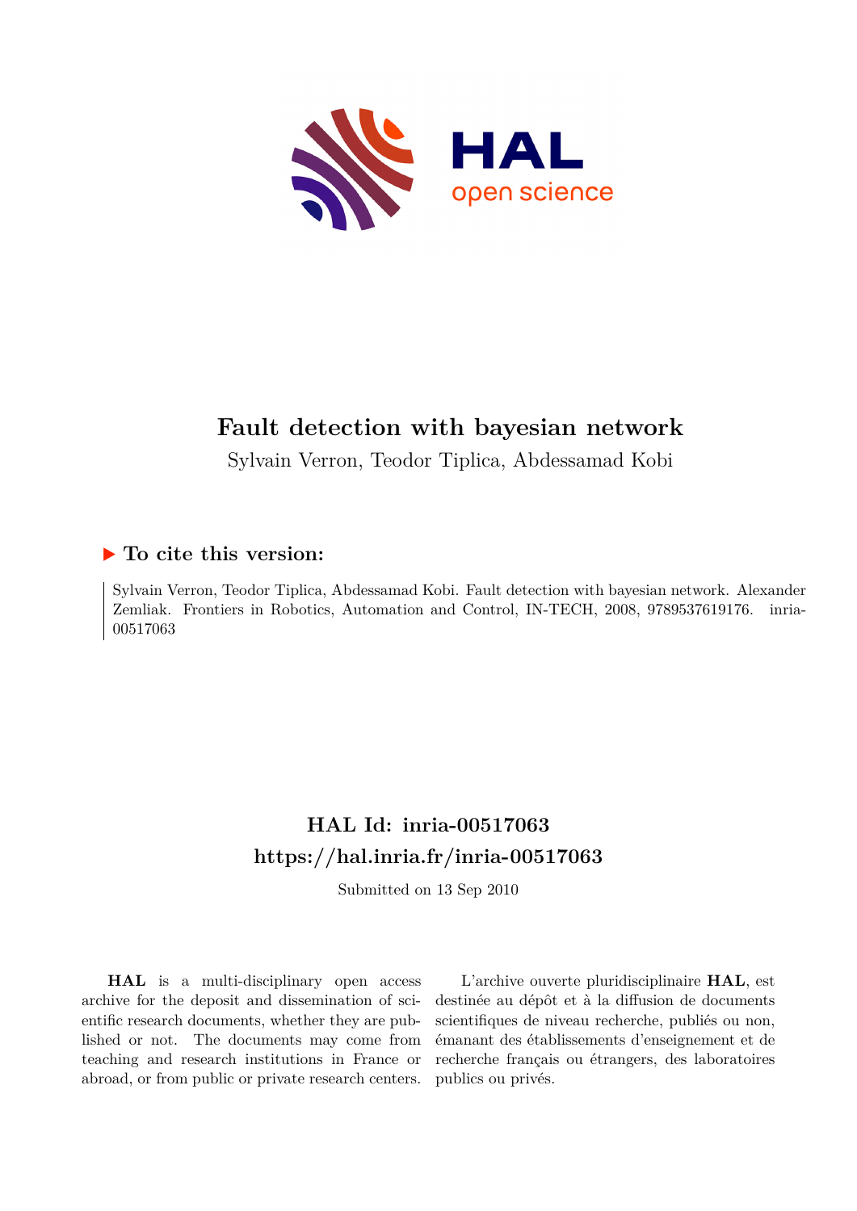# Fault detection with bayesian network

Sylvain Verron, Teodor Tiplica, Abdessamad Kobi

## ▶ To cite this version:

Sylvain Verron, Teodor Tiplica, Abdessamad Kobi. Fault detection with bayesian network. Alexander Zemliak. Frontiers in Robotics, Automation and Control, IN-TECH, 2008, 9789537619176. inria-00517063

## HAL Id: inria-00517063
## https://hal.inria.fr/inria-00517063

Submitted on 13 Sep 2010

**HAL** is a multi-disciplinary open access archive for the deposit and dissemination of scientific research documents, whether they are published or not. The documents may come from teaching and research institutions in France or abroad, or from public or private research centers.

L'archive ouverte pluridisciplinaire **HAL**, est destinée au dépôt et à la diffusion de documents scientifiques de niveau recherche, publiés ou non, émanant des établissements d'enseignement et de recherche français ou étrangers, des laboratoires publics ou privés.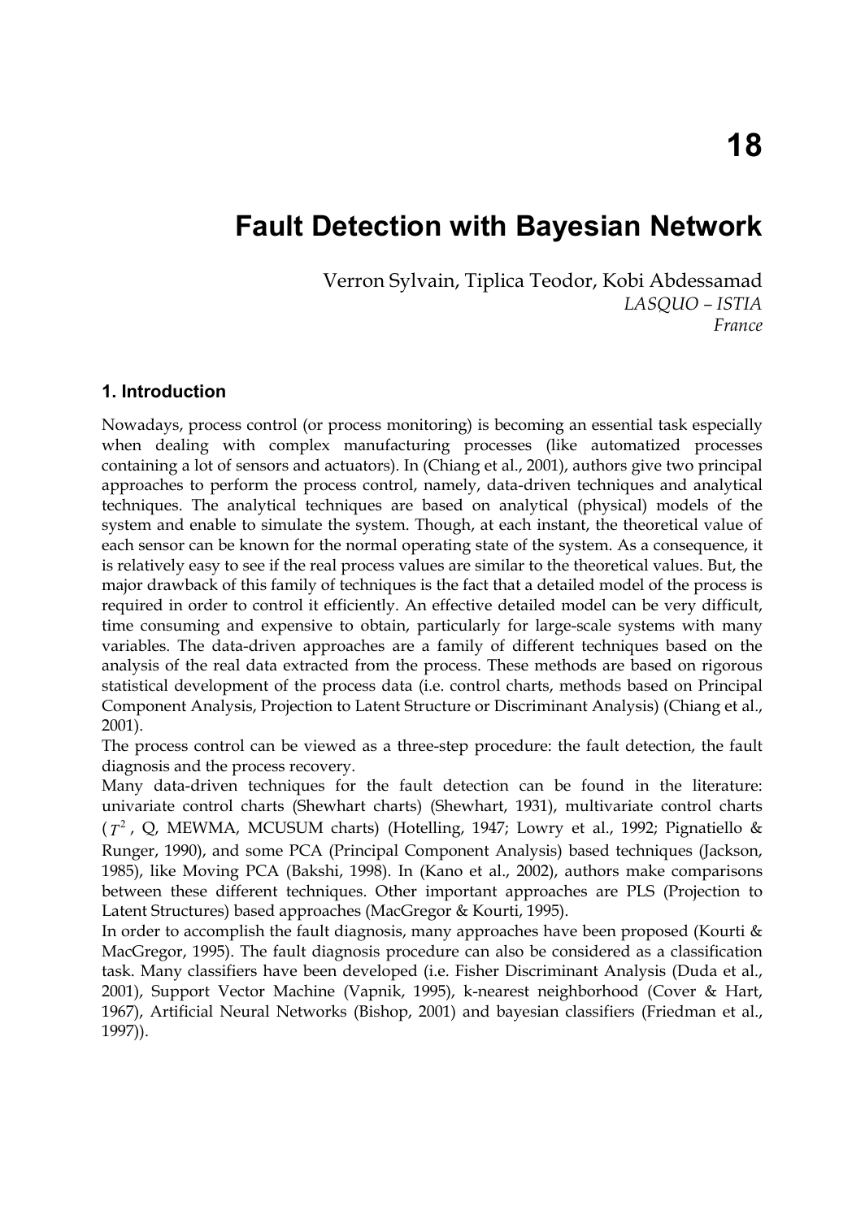# 18

# Fault Detection with Bayesian Network

Verron Sylvain, Tiplica Teodor, Kobi Abdessamad
*LASQUO – ISTIA*
*France*

## 1. Introduction

Nowadays, process control (or process monitoring) is becoming an essential task especially when dealing with complex manufacturing processes (like automatized processes containing a lot of sensors and actuators). In (Chiang et al., 2001), authors give two principal approaches to perform the process control, namely, data-driven techniques and analytical techniques. The analytical techniques are based on analytical (physical) models of the system and enable to simulate the system. Though, at each instant, the theoretical value of each sensor can be known for the normal operating state of the system. As a consequence, it is relatively easy to see if the real process values are similar to the theoretical values. But, the major drawback of this family of techniques is the fact that a detailed model of the process is required in order to control it efficiently. An effective detailed model can be very difficult, time consuming and expensive to obtain, particularly for large-scale systems with many variables. The data-driven approaches are a family of different techniques based on the analysis of the real data extracted from the process. These methods are based on rigorous statistical development of the process data (i.e. control charts, methods based on Principal Component Analysis, Projection to Latent Structure or Discriminant Analysis) (Chiang et al., 2001).

The process control can be viewed as a three-step procedure: the fault detection, the fault diagnosis and the process recovery.

Many data-driven techniques for the fault detection can be found in the literature: univariate control charts (Shewhart charts) (Shewhart, 1931), multivariate control charts ($T^2$, Q, MEWMA, MCUSUM charts) (Hotelling, 1947; Lowry et al., 1992; Pignatiello & Runger, 1990), and some PCA (Principal Component Analysis) based techniques (Jackson, 1985), like Moving PCA (Bakshi, 1998). In (Kano et al., 2002), authors make comparisons between these different techniques. Other important approaches are PLS (Projection to Latent Structures) based approaches (MacGregor & Kourti, 1995).

In order to accomplish the fault diagnosis, many approaches have been proposed (Kourti & MacGregor, 1995). The fault diagnosis procedure can also be considered as a classification task. Many classifiers have been developed (i.e. Fisher Discriminant Analysis (Duda et al., 2001), Support Vector Machine (Vapnik, 1995), k-nearest neighborhood (Cover & Hart, 1967), Artificial Neural Networks (Bishop, 2001) and bayesian classifiers (Friedman et al., 1997)).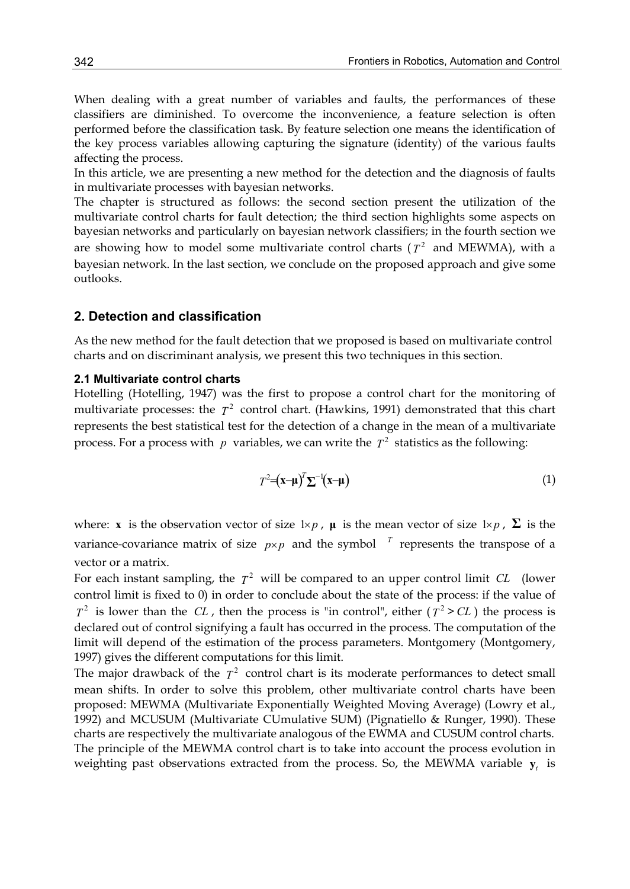When dealing with a great number of variables and faults, the performances of these classifiers are diminished. To overcome the inconvenience, a feature selection is often performed before the classification task. By feature selection one means the identification of the key process variables allowing capturing the signature (identity) of the various faults affecting the process.

In this article, we are presenting a new method for the detection and the diagnosis of faults in multivariate processes with bayesian networks.

The chapter is structured as follows: the second section present the utilization of the multivariate control charts for fault detection; the third section highlights some aspects on bayesian networks and particularly on bayesian network classifiers; in the fourth section we are showing how to model some multivariate control charts ($T^2$ and MEWMA), with a bayesian network. In the last section, we conclude on the proposed approach and give some outlooks.

## 2. Detection and classification

As the new method for the fault detection that we proposed is based on multivariate control charts and on discriminant analysis, we present this two techniques in this section.

### 2.1 Multivariate control charts

Hotelling (Hotelling, 1947) was the first to propose a control chart for the monitoring of multivariate processes: the $T^2$ control chart. (Hawkins, 1991) demonstrated that this chart represents the best statistical test for the detection of a change in the mean of a multivariate process. For a process with $p$ variables, we can write the $T^2$ statistics as the following:

$$T^2 = (\mathbf{x} - \boldsymbol{\mu})^T \boldsymbol{\Sigma}^{-1} (\mathbf{x} - \boldsymbol{\mu}) \tag{1}$$

where: $\mathbf{x}$ is the observation vector of size $1 \times p$, $\boldsymbol{\mu}$ is the mean vector of size $1 \times p$, $\boldsymbol{\Sigma}$ is the variance-covariance matrix of size $p \times p$ and the symbol $^T$ represents the transpose of a vector or a matrix.

For each instant sampling, the $T^2$ will be compared to an upper control limit $CL$ (lower control limit is fixed to 0) in order to conclude about the state of the process: if the value of $T^2$ is lower than the $CL$, then the process is "in control", either ($T^2 > CL$) the process is declared out of control signifying a fault has occurred in the process. The computation of the limit will depend of the estimation of the process parameters. Montgomery (Montgomery, 1997) gives the different computations for this limit.

The major drawback of the $T^2$ control chart is its moderate performances to detect small mean shifts. In order to solve this problem, other multivariate control charts have been proposed: MEWMA (Multivariate Exponentially Weighted Moving Average) (Lowry et al., 1992) and MCUSUM (Multivariate CUmulative SUM) (Pignatiello & Runger, 1990). These charts are respectively the multivariate analogous of the EWMA and CUSUM control charts. The principle of the MEWMA control chart is to take into account the process evolution in weighting past observations extracted from the process. So, the MEWMA variable $\mathbf{y}_t$ is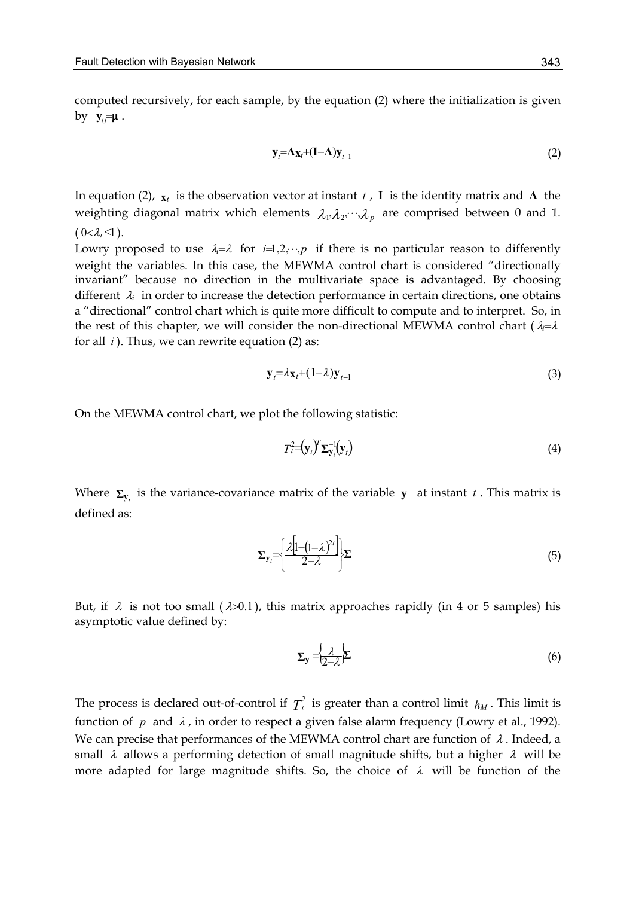computed recursively, for each sample, by the equation (2) where the initialization is given by $\mathbf{y}_0=\boldsymbol{\mu}$.

$$\mathbf{y}_t=\boldsymbol{\Lambda}\mathbf{x}_t+(\mathbf{I}-\boldsymbol{\Lambda})\mathbf{y}_{t-1} \tag{2}$$

In equation (2), $\mathbf{x}_t$ is the observation vector at instant $t$, $\mathbf{I}$ is the identity matrix and $\boldsymbol{\Lambda}$ the weighting diagonal matrix which elements $\lambda_1,\lambda_2,\cdots,\lambda_p$ are comprised between 0 and 1. ($0<\lambda_i\leq 1$).

Lowry proposed to use $\lambda_i=\lambda$ for $i=1,2,\cdots,p$ if there is no particular reason to differently weight the variables. In this case, the MEWMA control chart is considered "directionally invariant" because no direction in the multivariate space is advantaged. By choosing different $\lambda_i$ in order to increase the detection performance in certain directions, one obtains a "directional" control chart which is quite more difficult to compute and to interpret. So, in the rest of this chapter, we will consider the non-directional MEWMA control chart ($\lambda_i=\lambda$ for all $i$). Thus, we can rewrite equation (2) as:

$$\mathbf{y}_t=\lambda\mathbf{x}_t+(1-\lambda)\mathbf{y}_{t-1} \tag{3}$$

On the MEWMA control chart, we plot the following statistic:

$$T_t^2=(\mathbf{y}_t)^T\boldsymbol{\Sigma}_{\mathbf{y}_t}^{-1}(\mathbf{y}_t) \tag{4}$$

Where $\boldsymbol{\Sigma}_{\mathbf{y}_t}$ is the variance-covariance matrix of the variable $\mathbf{y}$ at instant $t$. This matrix is defined as:

$$\boldsymbol{\Sigma}_{\mathbf{y}_t}=\left\{\frac{\lambda\left[1-(1-\lambda)^{2t}\right]}{2-\lambda}\right\}\boldsymbol{\Sigma} \tag{5}$$

But, if $\lambda$ is not too small ($\lambda>0.1$), this matrix approaches rapidly (in 4 or 5 samples) his asymptotic value defined by:

$$\boldsymbol{\Sigma}_{\mathbf{y}}=\left\{\frac{\lambda}{2-\lambda}\right\}\boldsymbol{\Sigma} \tag{6}$$

The process is declared out-of-control if $T_t^2$ is greater than a control limit $h_M$. This limit is function of $p$ and $\lambda$, in order to respect a given false alarm frequency (Lowry et al., 1992). We can precise that performances of the MEWMA control chart are function of $\lambda$. Indeed, a small $\lambda$ allows a performing detection of small magnitude shifts, but a higher $\lambda$ will be more adapted for large magnitude shifts. So, the choice of $\lambda$ will be function of the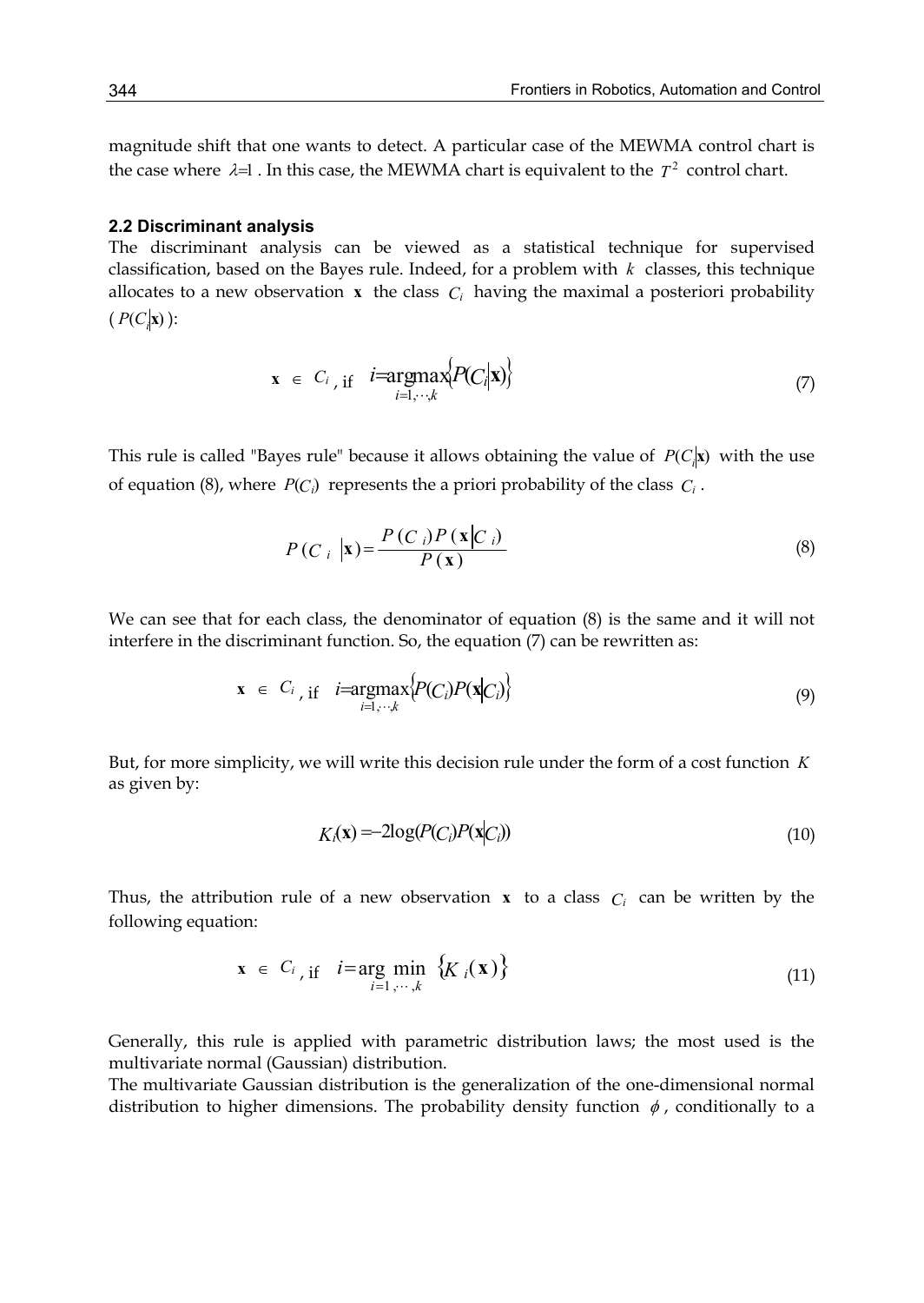magnitude shift that one wants to detect. A particular case of the MEWMA control chart is the case where $\lambda=1$ . In this case, the MEWMA chart is equivalent to the $T^2$ control chart.

### 2.2 Discriminant analysis

The discriminant analysis can be viewed as a statistical technique for supervised classification, based on the Bayes rule. Indeed, for a problem with $k$ classes, this technique allocates to a new observation $\mathbf{x}$ the class $C_i$ having the maximal a posteriori probability ($P(C_i|\mathbf{x})$):

$$\mathbf{x} \in C_i \text{, if } \quad i = \underset{i=1,\cdots,k}{\operatorname{argmax}} \{P(C_i|\mathbf{x})\} \tag{7}$$

This rule is called "Bayes rule" because it allows obtaining the value of $P(C_i|\mathbf{x})$ with the use of equation (8), where $P(C_i)$ represents the a priori probability of the class $C_i$ .

$$P(C_i|\mathbf{x}) = \frac{P(C_i)P(\mathbf{x}|C_i)}{P(\mathbf{x})} \tag{8}$$

We can see that for each class, the denominator of equation (8) is the same and it will not interfere in the discriminant function. So, the equation (7) can be rewritten as:

$$\mathbf{x} \in C_i \text{, if } \quad i = \underset{i=1,\cdots,k}{\operatorname{argmax}} \{P(C_i)P(\mathbf{x}|C_i)\} \tag{9}$$

But, for more simplicity, we will write this decision rule under the form of a cost function $K$ as given by:

$$K_i(\mathbf{x}) = -2\log(P(C_i)P(\mathbf{x}|C_i)) \tag{10}$$

Thus, the attribution rule of a new observation $\mathbf{x}$ to a class $C_i$ can be written by the following equation:

$$\mathbf{x} \in C_i \text{, if } \quad i = \underset{i=1,\cdots,k}{\arg\min} \{K_i(\mathbf{x})\} \tag{11}$$

Generally, this rule is applied with parametric distribution laws; the most used is the multivariate normal (Gaussian) distribution.

The multivariate Gaussian distribution is the generalization of the one-dimensional normal distribution to higher dimensions. The probability density function $\phi$ , conditionally to a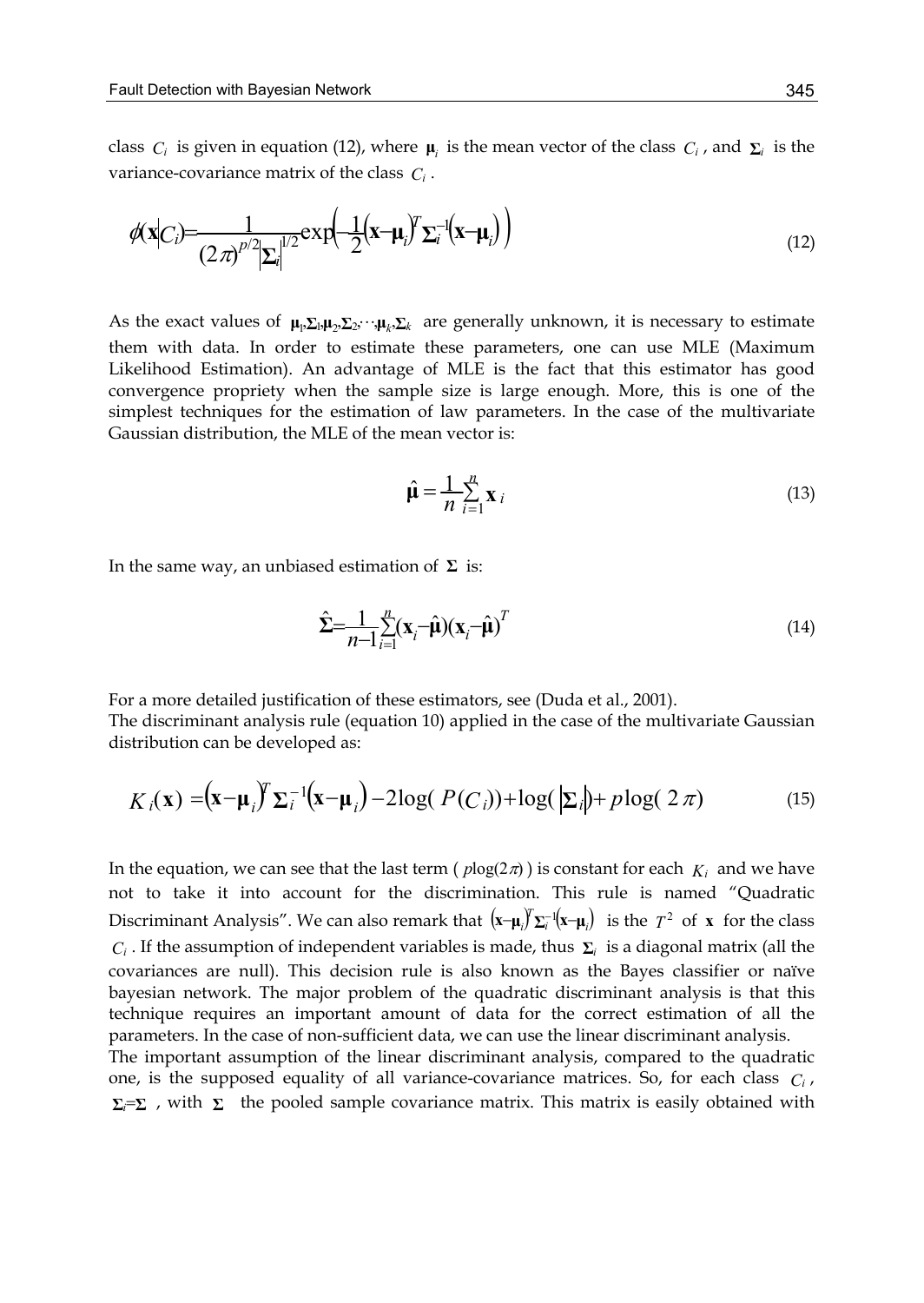class $C_i$ is given in equation (12), where $\boldsymbol{\mu}_i$ is the mean vector of the class $C_i$, and $\boldsymbol{\Sigma}_i$ is the variance-covariance matrix of the class $C_i$.

$$\phi(\mathbf{x}|C_i)=\frac{1}{(2\pi)^{p/2}|\boldsymbol{\Sigma}_i|^{1/2}}\exp\left(-\frac{1}{2}(\mathbf{x}-\boldsymbol{\mu}_i)^T\boldsymbol{\Sigma}_i^{-1}(\mathbf{x}-\boldsymbol{\mu}_i)\right) \tag{12}$$

As the exact values of $\boldsymbol{\mu}_1,\boldsymbol{\Sigma}_1,\boldsymbol{\mu}_2,\boldsymbol{\Sigma}_2,\cdots,\boldsymbol{\mu}_k,\boldsymbol{\Sigma}_k$ are generally unknown, it is necessary to estimate them with data. In order to estimate these parameters, one can use MLE (Maximum Likelihood Estimation). An advantage of MLE is the fact that this estimator has good convergence propriety when the sample size is large enough. More, this is one of the simplest techniques for the estimation of law parameters. In the case of the multivariate Gaussian distribution, the MLE of the mean vector is:

$$\hat{\boldsymbol{\mu}}=\frac{1}{n}\sum_{i=1}^{n}\mathbf{x}_i \tag{13}$$

In the same way, an unbiased estimation of $\boldsymbol{\Sigma}$ is:

$$\hat{\boldsymbol{\Sigma}}=\frac{1}{n-1}\sum_{i=1}^{n}(\mathbf{x}_i-\hat{\boldsymbol{\mu}})(\mathbf{x}_i-\hat{\boldsymbol{\mu}})^T \tag{14}$$

For a more detailed justification of these estimators, see (Duda et al., 2001).
The discriminant analysis rule (equation 10) applied in the case of the multivariate Gaussian distribution can be developed as:

$$K_i(\mathbf{x})=(\mathbf{x}-\boldsymbol{\mu}_i)^T\boldsymbol{\Sigma}_i^{-1}(\mathbf{x}-\boldsymbol{\mu}_i)-2\log(P(C_i))+\log(|\boldsymbol{\Sigma}_i|)+p\log(2\pi) \tag{15}$$

In the equation, we can see that the last term ( $p\log(2\pi)$ ) is constant for each $K_i$ and we have not to take it into account for the discrimination. This rule is named "Quadratic Discriminant Analysis". We can also remark that $(\mathbf{x}-\boldsymbol{\mu}_i)^T\boldsymbol{\Sigma}_i^{-1}(\mathbf{x}-\boldsymbol{\mu}_i)$ is the $T^2$ of $\mathbf{x}$ for the class $C_i$. If the assumption of independent variables is made, thus $\boldsymbol{\Sigma}_i$ is a diagonal matrix (all the covariances are null). This decision rule is also known as the Bayes classifier or naïve bayesian network. The major problem of the quadratic discriminant analysis is that this technique requires an important amount of data for the correct estimation of all the parameters. In the case of non-sufficient data, we can use the linear discriminant analysis.
The important assumption of the linear discriminant analysis, compared to the quadratic one, is the supposed equality of all variance-covariance matrices. So, for each class $C_i$, $\boldsymbol{\Sigma}_i=\boldsymbol{\Sigma}$, with $\boldsymbol{\Sigma}$ the pooled sample covariance matrix. This matrix is easily obtained with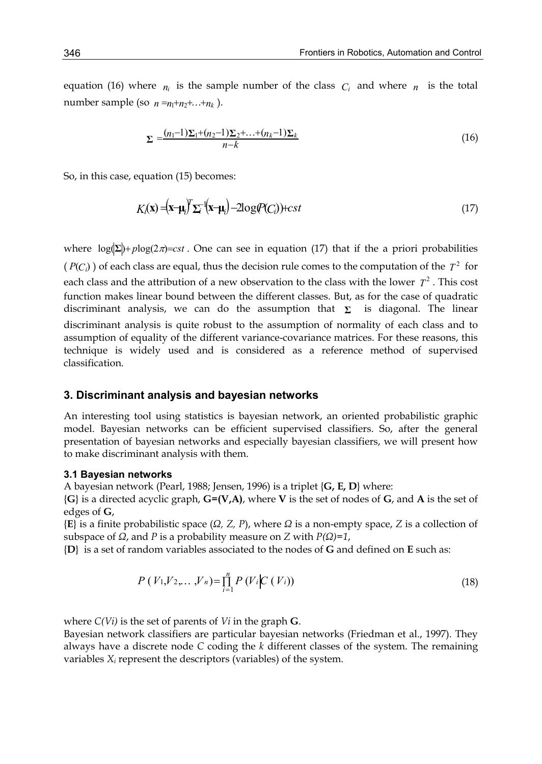equation (16) where $n_i$ is the sample number of the class $C_i$ and where $n$ is the total number sample (so $n = n_1 + n_2 + \ldots + n_k$ ).

$$\mathbf{\Sigma} = \frac{(n_1 - 1)\mathbf{\Sigma}_1 + (n_2 - 1)\mathbf{\Sigma}_2 + \ldots + (n_k - 1)\mathbf{\Sigma}_k}{n - k} \tag{16}$$

So, in this case, equation (15) becomes:

$$K_i(\mathbf{x}) = (\mathbf{x} - \boldsymbol{\mu}_i)^T \mathbf{\Sigma}_i^{-1} (\mathbf{x} - \boldsymbol{\mu}_i) - 2\log(P(C_i)) + cst \tag{17}$$

where $\log(|\mathbf{\Sigma}|) + p\log(2\pi) = cst$ . One can see in equation (17) that if the a priori probabilities ( $P(C_i)$ ) of each class are equal, thus the decision rule comes to the computation of the $T^2$ for each class and the attribution of a new observation to the class with the lower $T^2$ . This cost function makes linear bound between the different classes. But, as for the case of quadratic discriminant analysis, we can do the assumption that $\mathbf{\Sigma}$ is diagonal. The linear discriminant analysis is quite robust to the assumption of normality of each class and to assumption of equality of the different variance-covariance matrices. For these reasons, this technique is widely used and is considered as a reference method of supervised classification.

## 3. Discriminant analysis and bayesian networks

An interesting tool using statistics is bayesian network, an oriented probabilistic graphic model. Bayesian networks can be efficient supervised classifiers. So, after the general presentation of bayesian networks and especially bayesian classifiers, we will present how to make discriminant analysis with them.

### 3.1 Bayesian networks

A bayesian network (Pearl, 1988; Jensen, 1996) is a triplet {**G, E, D**} where:

{**G**} is a directed acyclic graph, **G=(V,A)**, where **V** is the set of nodes of **G**, and **A** is the set of edges of **G**,

{**E**} is a finite probabilistic space (*Ω, Z, P*), where *Ω* is a non-empty space, *Z* is a collection of subspace of *Ω*, and *P* is a probability measure on *Z* with *P(Ω)=1*,

{**D**} is a set of random variables associated to the nodes of **G** and defined on **E** such as:

$$P(V_1, V_2, \ldots, V_n) = \prod_{i=1}^{n} P(V_i | C(V_i)) \tag{18}$$

where $C(V_i)$ is the set of parents of $V_i$ in the graph **G**.

Bayesian network classifiers are particular bayesian networks (Friedman et al., 1997). They always have a discrete node *C* coding the *k* different classes of the system. The remaining variables $X_i$ represent the descriptors (variables) of the system.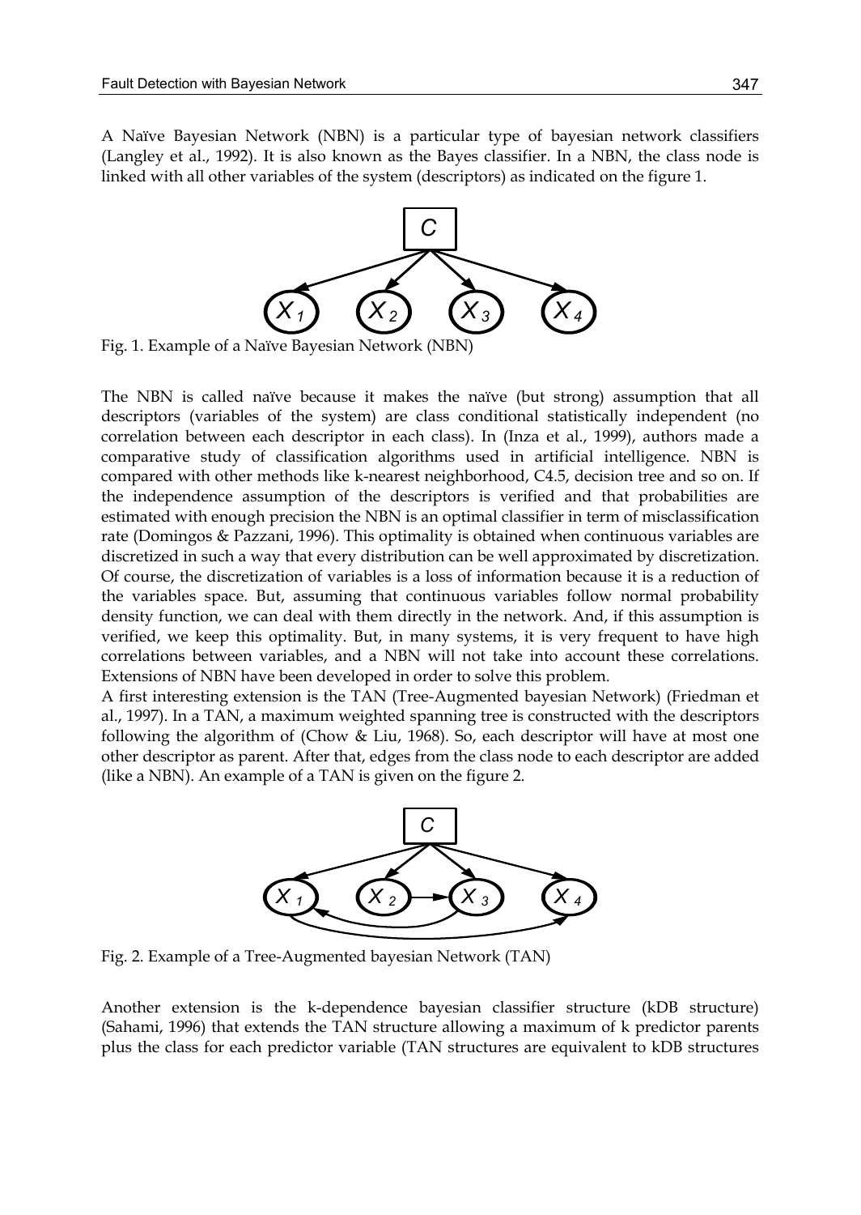A Naïve Bayesian Network (NBN) is a particular type of bayesian network classifiers (Langley et al., 1992). It is also known as the Bayes classifier. In a NBN, the class node is linked with all other variables of the system (descriptors) as indicated on the figure 1.

Fig. 1. Example of a Naïve Bayesian Network (NBN)

The NBN is called naïve because it makes the naïve (but strong) assumption that all descriptors (variables of the system) are class conditional statistically independent (no correlation between each descriptor in each class). In (Inza et al., 1999), authors made a comparative study of classification algorithms used in artificial intelligence. NBN is compared with other methods like k-nearest neighborhood, C4.5, decision tree and so on. If the independence assumption of the descriptors is verified and that probabilities are estimated with enough precision the NBN is an optimal classifier in term of misclassification rate (Domingos & Pazzani, 1996). This optimality is obtained when continuous variables are discretized in such a way that every distribution can be well approximated by discretization. Of course, the discretization of variables is a loss of information because it is a reduction of the variables space. But, assuming that continuous variables follow normal probability density function, we can deal with them directly in the network. And, if this assumption is verified, we keep this optimality. But, in many systems, it is very frequent to have high correlations between variables, and a NBN will not take into account these correlations. Extensions of NBN have been developed in order to solve this problem.

A first interesting extension is the TAN (Tree-Augmented bayesian Network) (Friedman et al., 1997). In a TAN, a maximum weighted spanning tree is constructed with the descriptors following the algorithm of (Chow & Liu, 1968). So, each descriptor will have at most one other descriptor as parent. After that, edges from the class node to each descriptor are added (like a NBN). An example of a TAN is given on the figure 2.

Fig. 2. Example of a Tree-Augmented bayesian Network (TAN)

Another extension is the k-dependence bayesian classifier structure (kDB structure) (Sahami, 1996) that extends the TAN structure allowing a maximum of k predictor parents plus the class for each predictor variable (TAN structures are equivalent to kDB structures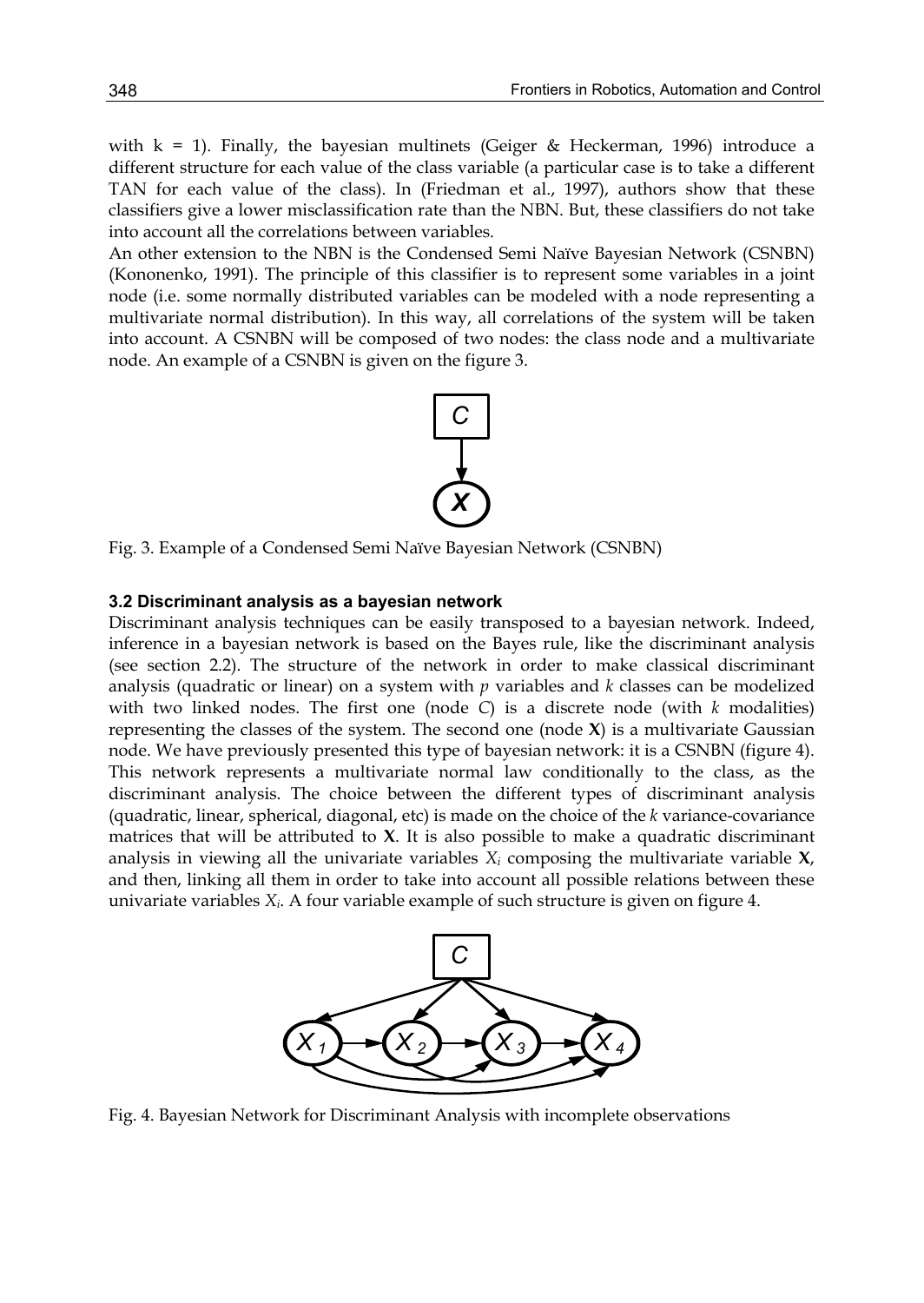with k = 1). Finally, the bayesian multinets (Geiger & Heckerman, 1996) introduce a different structure for each value of the class variable (a particular case is to take a different TAN for each value of the class). In (Friedman et al., 1997), authors show that these classifiers give a lower misclassification rate than the NBN. But, these classifiers do not take into account all the correlations between variables.

An other extension to the NBN is the Condensed Semi Naïve Bayesian Network (CSNBN) (Kononenko, 1991). The principle of this classifier is to represent some variables in a joint node (i.e. some normally distributed variables can be modeled with a node representing a multivariate normal distribution). In this way, all correlations of the system will be taken into account. A CSNBN will be composed of two nodes: the class node and a multivariate node. An example of a CSNBN is given on the figure 3.

Fig. 3. Example of a Condensed Semi Naïve Bayesian Network (CSNBN)

### 3.2 Discriminant analysis as a bayesian network

Discriminant analysis techniques can be easily transposed to a bayesian network. Indeed, inference in a bayesian network is based on the Bayes rule, like the discriminant analysis (see section 2.2). The structure of the network in order to make classical discriminant analysis (quadratic or linear) on a system with $p$ variables and $k$ classes can be modelized with two linked nodes. The first one (node $C$) is a discrete node (with $k$ modalities) representing the classes of the system. The second one (node $\mathbf{X}$) is a multivariate Gaussian node. We have previously presented this type of bayesian network: it is a CSNBN (figure 4). This network represents a multivariate normal law conditionally to the class, as the discriminant analysis. The choice between the different types of discriminant analysis (quadratic, linear, spherical, diagonal, etc) is made on the choice of the $k$ variance-covariance matrices that will be attributed to $\mathbf{X}$. It is also possible to make a quadratic discriminant analysis in viewing all the univariate variables $X_i$ composing the multivariate variable $\mathbf{X}$, and then, linking all them in order to take into account all possible relations between these univariate variables $X_i$. A four variable example of such structure is given on figure 4.

Fig. 4. Bayesian Network for Discriminant Analysis with incomplete observations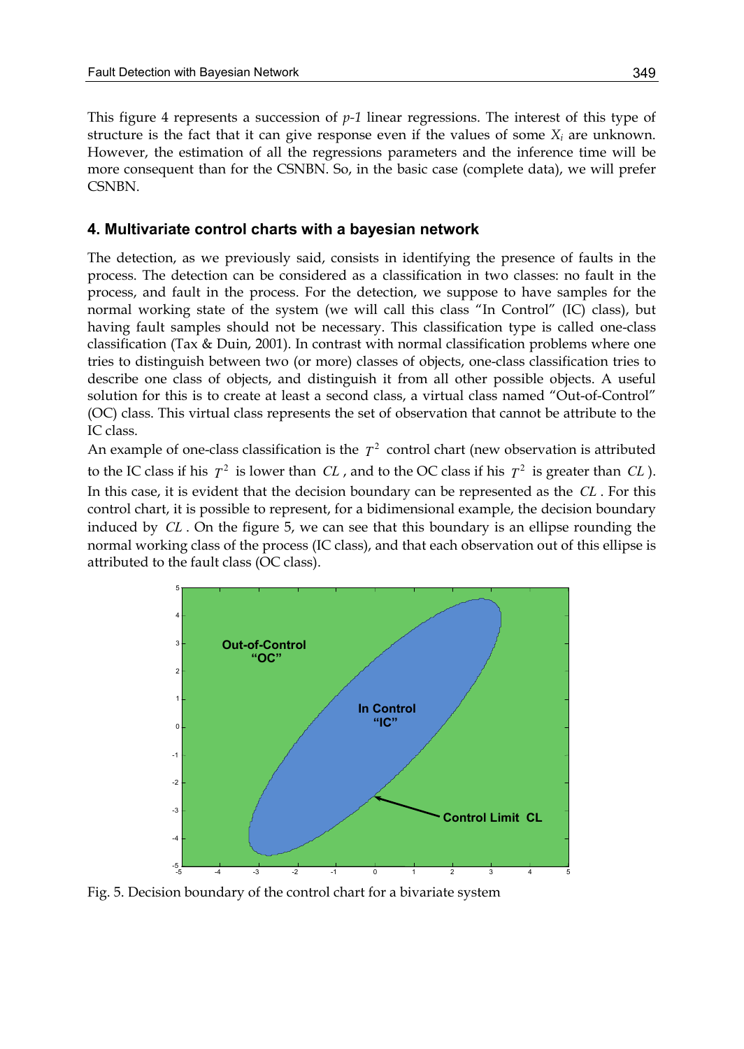This figure 4 represents a succession of $p-1$ linear regressions. The interest of this type of structure is the fact that it can give response even if the values of some $X_i$ are unknown. However, the estimation of all the regressions parameters and the inference time will be more consequent than for the CSNBN. So, in the basic case (complete data), we will prefer CSNBN.

## 4. Multivariate control charts with a bayesian network

The detection, as we previously said, consists in identifying the presence of faults in the process. The detection can be considered as a classification in two classes: no fault in the process, and fault in the process. For the detection, we suppose to have samples for the normal working state of the system (we will call this class "In Control" (IC) class), but having fault samples should not be necessary. This classification type is called one-class classification (Tax & Duin, 2001). In contrast with normal classification problems where one tries to distinguish between two (or more) classes of objects, one-class classification tries to describe one class of objects, and distinguish it from all other possible objects. A useful solution for this is to create at least a second class, a virtual class named "Out-of-Control" (OC) class. This virtual class represents the set of observation that cannot be attribute to the IC class.

An example of one-class classification is the $T^2$ control chart (new observation is attributed to the IC class if his $T^2$ is lower than $CL$, and to the OC class if his $T^2$ is greater than $CL$). In this case, it is evident that the decision boundary can be represented as the $CL$. For this control chart, it is possible to represent, for a bidimensional example, the decision boundary induced by $CL$. On the figure 5, we can see that this boundary is an ellipse rounding the normal working class of the process (IC class), and that each observation out of this ellipse is attributed to the fault class (OC class).

Fig. 5. Decision boundary of the control chart for a bivariate system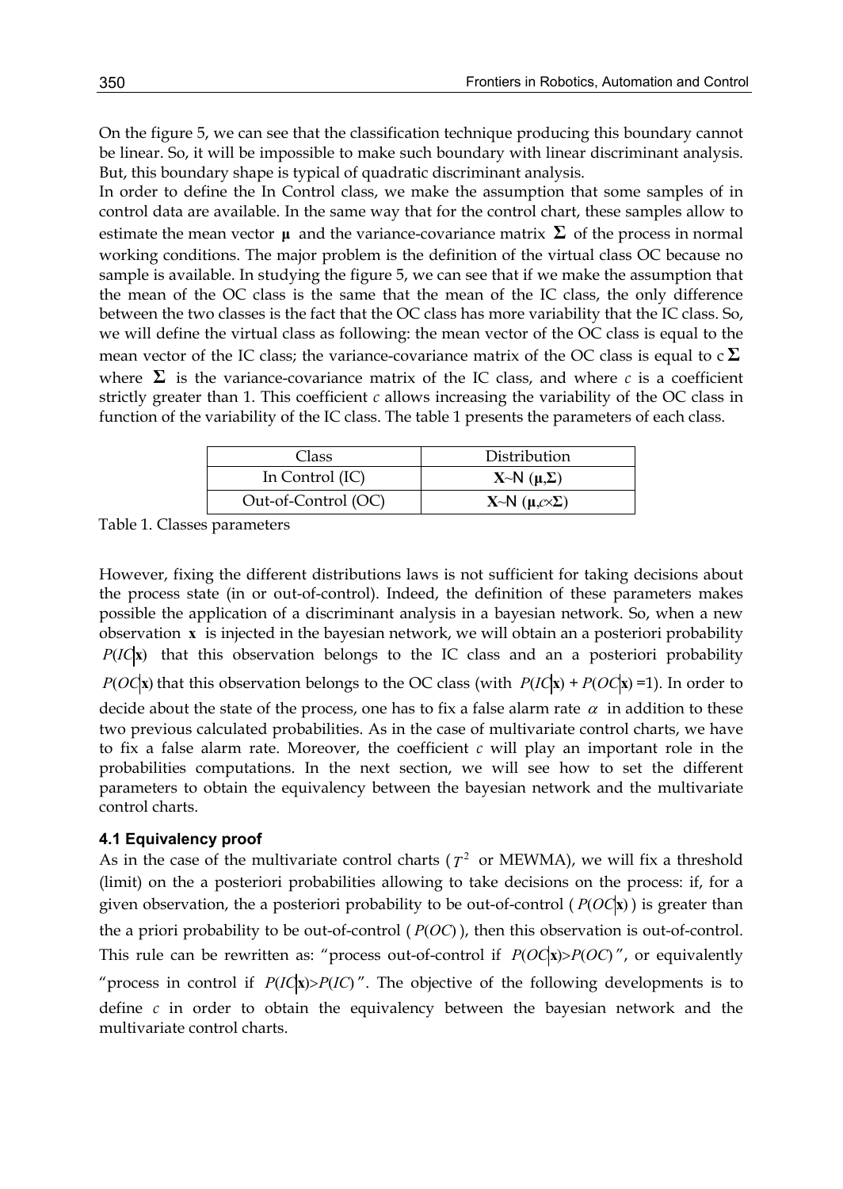On the figure 5, we can see that the classification technique producing this boundary cannot be linear. So, it will be impossible to make such boundary with linear discriminant analysis. But, this boundary shape is typical of quadratic discriminant analysis.

In order to define the In Control class, we make the assumption that some samples of in control data are available. In the same way that for the control chart, these samples allow to estimate the mean vector $\boldsymbol{\mu}$ and the variance-covariance matrix $\boldsymbol{\Sigma}$ of the process in normal working conditions. The major problem is the definition of the virtual class OC because no sample is available. In studying the figure 5, we can see that if we make the assumption that the mean of the OC class is the same that the mean of the IC class, the only difference between the two classes is the fact that the OC class has more variability that the IC class. So, we will define the virtual class as following: the mean vector of the OC class is equal to the mean vector of the IC class; the variance-covariance matrix of the OC class is equal to $c\,\boldsymbol{\Sigma}$ where $\boldsymbol{\Sigma}$ is the variance-covariance matrix of the IC class, and where $c$ is a coefficient strictly greater than 1. This coefficient $c$ allows increasing the variability of the OC class in function of the variability of the IC class. The table 1 presents the parameters of each class.

| Class | Distribution |
|---|---|
| In Control (IC) | $\mathbf{X}\sim N(\boldsymbol{\mu},\boldsymbol{\Sigma})$ |
| Out-of-Control (OC) | $\mathbf{X}\sim N(\boldsymbol{\mu},c\times\boldsymbol{\Sigma})$ |

Table 1. Classes parameters

However, fixing the different distributions laws is not sufficient for taking decisions about the process state (in or out-of-control). Indeed, the definition of these parameters makes possible the application of a discriminant analysis in a bayesian network. So, when a new observation $\mathbf{x}$ is injected in the bayesian network, we will obtain an a posteriori probability $P(IC|\mathbf{x})$ that this observation belongs to the IC class and an a posteriori probability $P(OC|\mathbf{x})$ that this observation belongs to the OC class (with $P(IC|\mathbf{x})+P(OC|\mathbf{x})=1$). In order to decide about the state of the process, one has to fix a false alarm rate $\alpha$ in addition to these two previous calculated probabilities. As in the case of multivariate control charts, we have to fix a false alarm rate. Moreover, the coefficient $c$ will play an important role in the probabilities computations. In the next section, we will see how to set the different parameters to obtain the equivalency between the bayesian network and the multivariate control charts.

### 4.1 Equivalency proof

As in the case of the multivariate control charts ($T^2$ or MEWMA), we will fix a threshold (limit) on the a posteriori probabilities allowing to take decisions on the process: if, for a given observation, the a posteriori probability to be out-of-control ($P(OC|\mathbf{x})$) is greater than the a priori probability to be out-of-control ($P(OC)$), then this observation is out-of-control. This rule can be rewritten as: "process out-of-control if $P(OC|\mathbf{x})>P(OC)$", or equivalently "process in control if $P(IC|\mathbf{x})>P(IC)$". The objective of the following developments is to define $c$ in order to obtain the equivalency between the bayesian network and the multivariate control charts.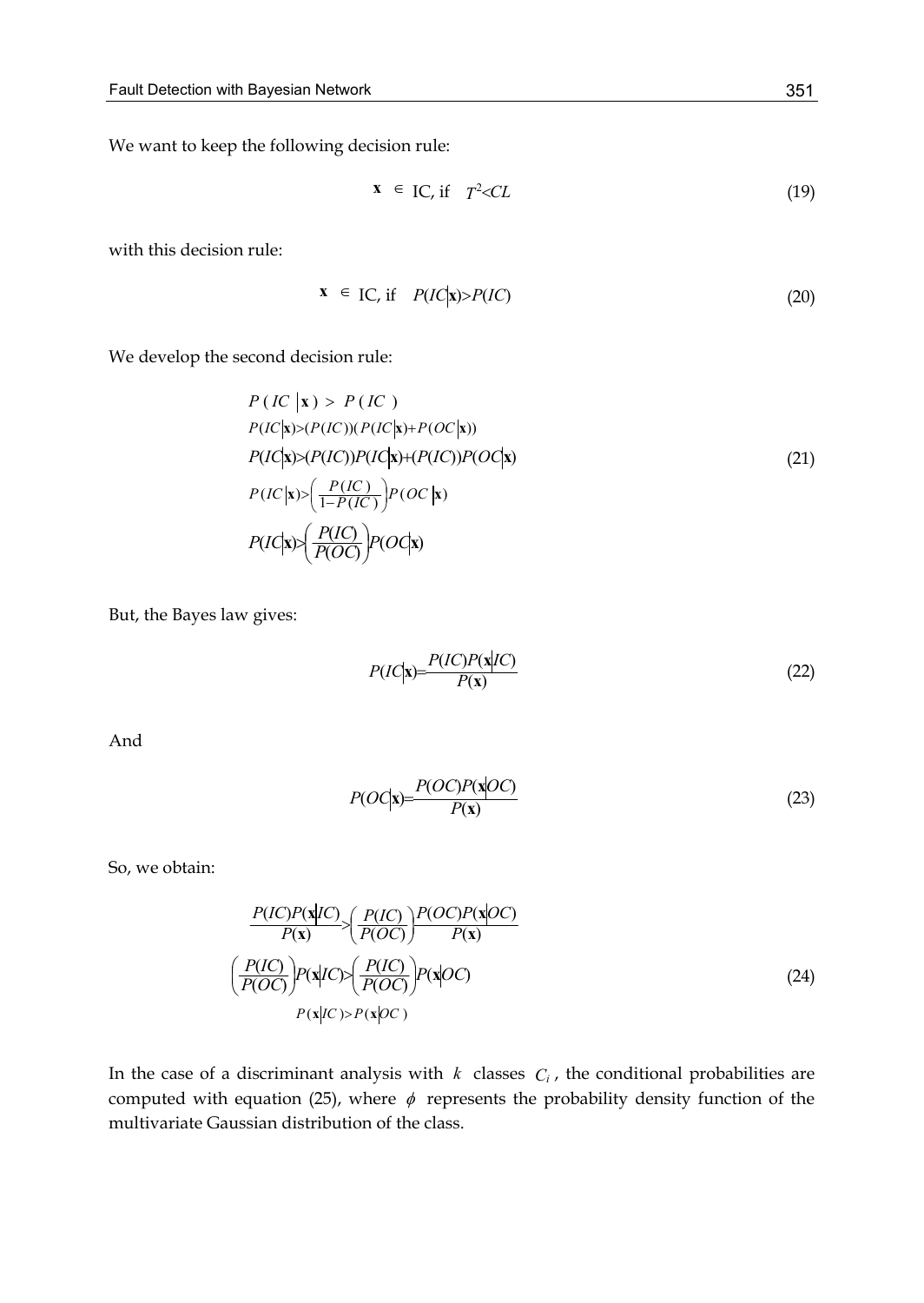We want to keep the following decision rule:

$$\mathbf{x} \in \text{IC, if} \quad T^2 < CL \tag{19}$$

with this decision rule:

$$\mathbf{x} \in \text{IC, if} \quad P(IC|\mathbf{x}) > P(IC) \tag{20}$$

We develop the second decision rule:

$$\begin{aligned}
&P(IC|\mathbf{x}) > P(IC) \\
&P(IC|\mathbf{x}) > (P(IC))(P(IC|\mathbf{x}) + P(OC|\mathbf{x})) \\
&P(IC|\mathbf{x}) > (P(IC))P(IC|\mathbf{x}) + (P(IC))P(OC|\mathbf{x}) \\
&P(IC|\mathbf{x}) > \left(\frac{P(IC)}{1-P(IC)}\right)P(OC|\mathbf{x}) \\
&P(IC|\mathbf{x}) > \left(\frac{P(IC)}{P(OC)}\right)P(OC|\mathbf{x})
\end{aligned} \tag{21}$$

But, the Bayes law gives:

$$P(IC|\mathbf{x}) = \frac{P(IC)P(\mathbf{x}|IC)}{P(\mathbf{x})} \tag{22}$$

And

$$P(OC|\mathbf{x}) = \frac{P(OC)P(\mathbf{x}|OC)}{P(\mathbf{x})} \tag{23}$$

So, we obtain:

$$\begin{aligned}
&\frac{P(IC)P(\mathbf{x}|IC)}{P(\mathbf{x})} > \left(\frac{P(IC)}{P(OC)}\right)\frac{P(OC)P(\mathbf{x}|OC)}{P(\mathbf{x})} \\
&\left(\frac{P(IC)}{P(OC)}\right)P(\mathbf{x}|IC) > \left(\frac{P(IC)}{P(OC)}\right)P(\mathbf{x}|OC) \\
&P(\mathbf{x}|IC) > P(\mathbf{x}|OC)
\end{aligned} \tag{24}$$

In the case of a discriminant analysis with $k$ classes $C_i$, the conditional probabilities are computed with equation (25), where $\phi$ represents the probability density function of the multivariate Gaussian distribution of the class.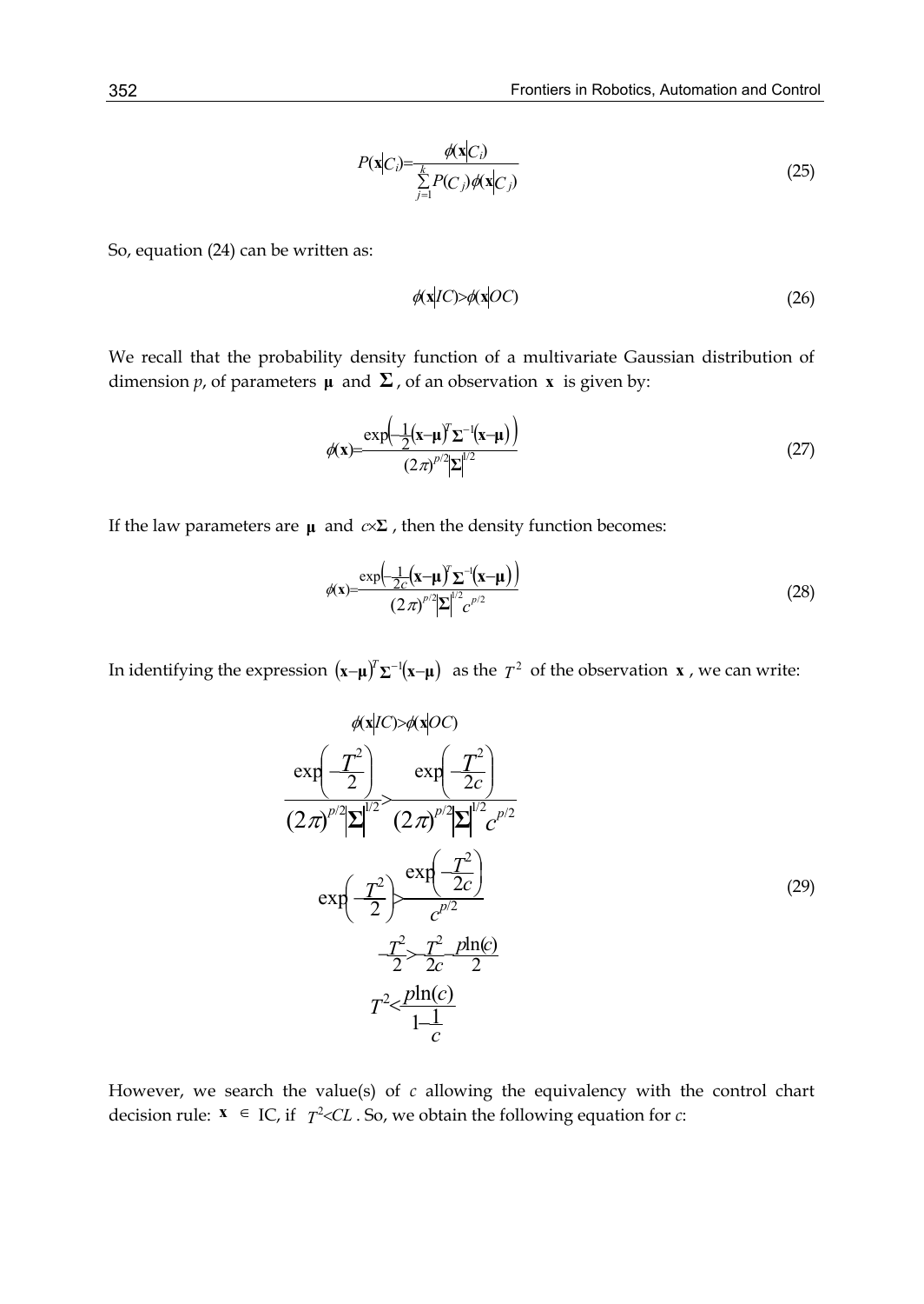$$P(\mathbf{x}|C_i)=\frac{\phi(\mathbf{x}|C_i)}{\sum_{j=1}^{k}P(C_j)\phi(\mathbf{x}|C_j)} \tag{25}$$

So, equation (24) can be written as:

$$\phi(\mathbf{x}|IC)>\phi(\mathbf{x}|OC) \tag{26}$$

We recall that the probability density function of a multivariate Gaussian distribution of dimension $p$, of parameters $\boldsymbol{\mu}$ and $\boldsymbol{\Sigma}$, of an observation $\mathbf{x}$ is given by:

$$\phi(\mathbf{x})=\frac{\exp\left(-\frac{1}{2}(\mathbf{x}-\boldsymbol{\mu})^T\boldsymbol{\Sigma}^{-1}(\mathbf{x}-\boldsymbol{\mu})\right)}{(2\pi)^{p/2}|\boldsymbol{\Sigma}|^{1/2}} \tag{27}$$

If the law parameters are $\boldsymbol{\mu}$ and $c\times\boldsymbol{\Sigma}$, then the density function becomes:

$$\phi(\mathbf{x})=\frac{\exp\left(-\frac{1}{2c}(\mathbf{x}-\boldsymbol{\mu})^T\boldsymbol{\Sigma}^{-1}(\mathbf{x}-\boldsymbol{\mu})\right)}{(2\pi)^{p/2}|\boldsymbol{\Sigma}|^{1/2}c^{p/2}} \tag{28}$$

In identifying the expression $(\mathbf{x}-\boldsymbol{\mu})^T\boldsymbol{\Sigma}^{-1}(\mathbf{x}-\boldsymbol{\mu})$ as the $T^2$ of the observation $\mathbf{x}$, we can write:

$$\begin{gathered}
\phi(\mathbf{x}|IC)>\phi(\mathbf{x}|OC) \\
\frac{\exp\left(-\frac{T^2}{2}\right)}{(2\pi)^{p/2}|\boldsymbol{\Sigma}|^{1/2}}>\frac{\exp\left(-\frac{T^2}{2c}\right)}{(2\pi)^{p/2}|\boldsymbol{\Sigma}|^{1/2}c^{p/2}} \\
\exp\left(-\frac{T^2}{2}\right)>\frac{\exp\left(-\frac{T^2}{2c}\right)}{c^{p/2}} \\
-\frac{T^2}{2}>-\frac{T^2}{2c}-\frac{p\ln(c)}{2} \\
T^2<\frac{p\ln(c)}{1-\frac{1}{c}}
\end{gathered} \tag{29}$$

However, we search the value(s) of $c$ allowing the equivalency with the control chart decision rule: $\mathbf{x} \in$ IC, if $T^2<CL$. So, we obtain the following equation for $c$: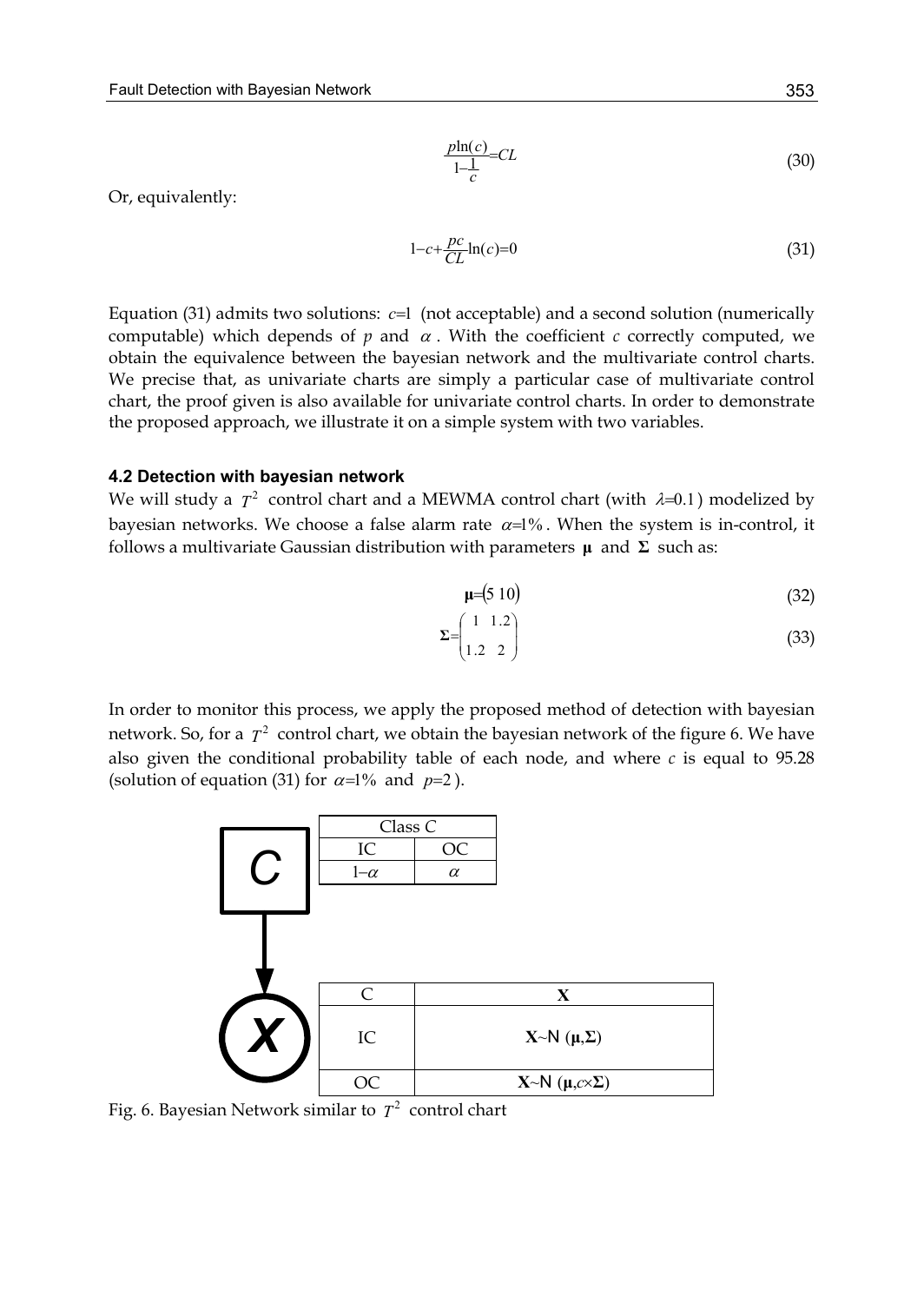$$\frac{p\ln(c)}{1-\frac{1}{c}}=CL \tag{30}$$

Or, equivalently:

$$1-c+\frac{pc}{CL}\ln(c)=0 \tag{31}$$

Equation (31) admits two solutions: $c=1$ (not acceptable) and a second solution (numerically computable) which depends of $p$ and $\alpha$. With the coefficient $c$ correctly computed, we obtain the equivalence between the bayesian network and the multivariate control charts. We precise that, as univariate charts are simply a particular case of multivariate control chart, the proof given is also available for univariate control charts. In order to demonstrate the proposed approach, we illustrate it on a simple system with two variables.

### 4.2 Detection with bayesian network

We will study a $T^2$ control chart and a MEWMA control chart (with $\lambda=0.1$) modelized by bayesian networks. We choose a false alarm rate $\alpha=1\%$. When the system is in-control, it follows a multivariate Gaussian distribution with parameters $\mathbf{\mu}$ and $\mathbf{\Sigma}$ such as:

$$\mathbf{\mu}=\begin{pmatrix}5 & 10\end{pmatrix} \tag{32}$$

$$\mathbf{\Sigma}=\begin{pmatrix}1 & 1.2\\ 1.2 & 2\end{pmatrix} \tag{33}$$

In order to monitor this process, we apply the proposed method of detection with bayesian network. So, for a $T^2$ control chart, we obtain the bayesian network of the figure 6. We have also given the conditional probability table of each node, and where $c$ is equal to 95.28 (solution of equation (31) for $\alpha=1\%$ and $p=2$).

| Class $C$ | |
|---|---|
| IC | OC |
| $1-\alpha$ | $\alpha$ |

| C | $\mathbf{X}$ |
|---|---|
| IC | $\mathbf{X}\sim N(\mathbf{\mu},\mathbf{\Sigma})$ |
| OC | $\mathbf{X}\sim N(\mathbf{\mu},c\times\mathbf{\Sigma})$ |

Fig. 6. Bayesian Network similar to $T^2$ control chart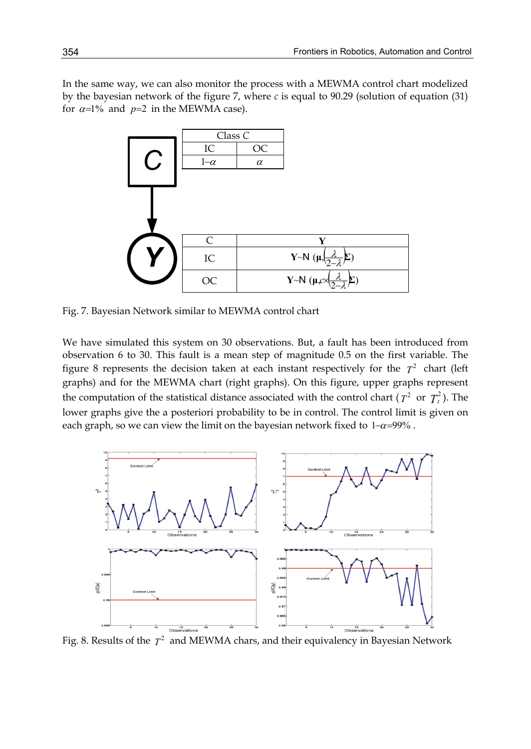In the same way, we can also monitor the process with a MEWMA control chart modelized by the bayesian network of the figure 7, where $c$ is equal to 90.29 (solution of equation (31) for $\alpha$=1% and $p$=2 in the MEWMA case).

| Class C | |
|---|---|
| IC | OC |
| $1-\alpha$ | $\alpha$ |

| C | Y |
|---|---|
| IC | $\mathbf{Y}\sim\mathrm{N}\left(\boldsymbol{\mu},\left(\frac{\lambda}{2-\lambda}\right)\boldsymbol{\Sigma}\right)$ |
| OC | $\mathbf{Y}\sim\mathrm{N}\left(\boldsymbol{\mu},c\times\left(\frac{\lambda}{2-\lambda}\right)\boldsymbol{\Sigma}\right)$ |

Fig. 7. Bayesian Network similar to MEWMA control chart

We have simulated this system on 30 observations. But, a fault has been introduced from observation 6 to 30. This fault is a mean step of magnitude 0.5 on the first variable. The figure 8 represents the decision taken at each instant respectively for the $T^2$ chart (left graphs) and for the MEWMA chart (right graphs). On this figure, upper graphs represent the computation of the statistical distance associated with the control chart ($T^2$ or $T_t^2$). The lower graphs give the a posteriori probability to be in control. The control limit is given on each graph, so we can view the limit on the bayesian network fixed to $1-\alpha$=99% .

Fig. 8. Results of the $T^2$ and MEWMA chars, and their equivalency in Bayesian Network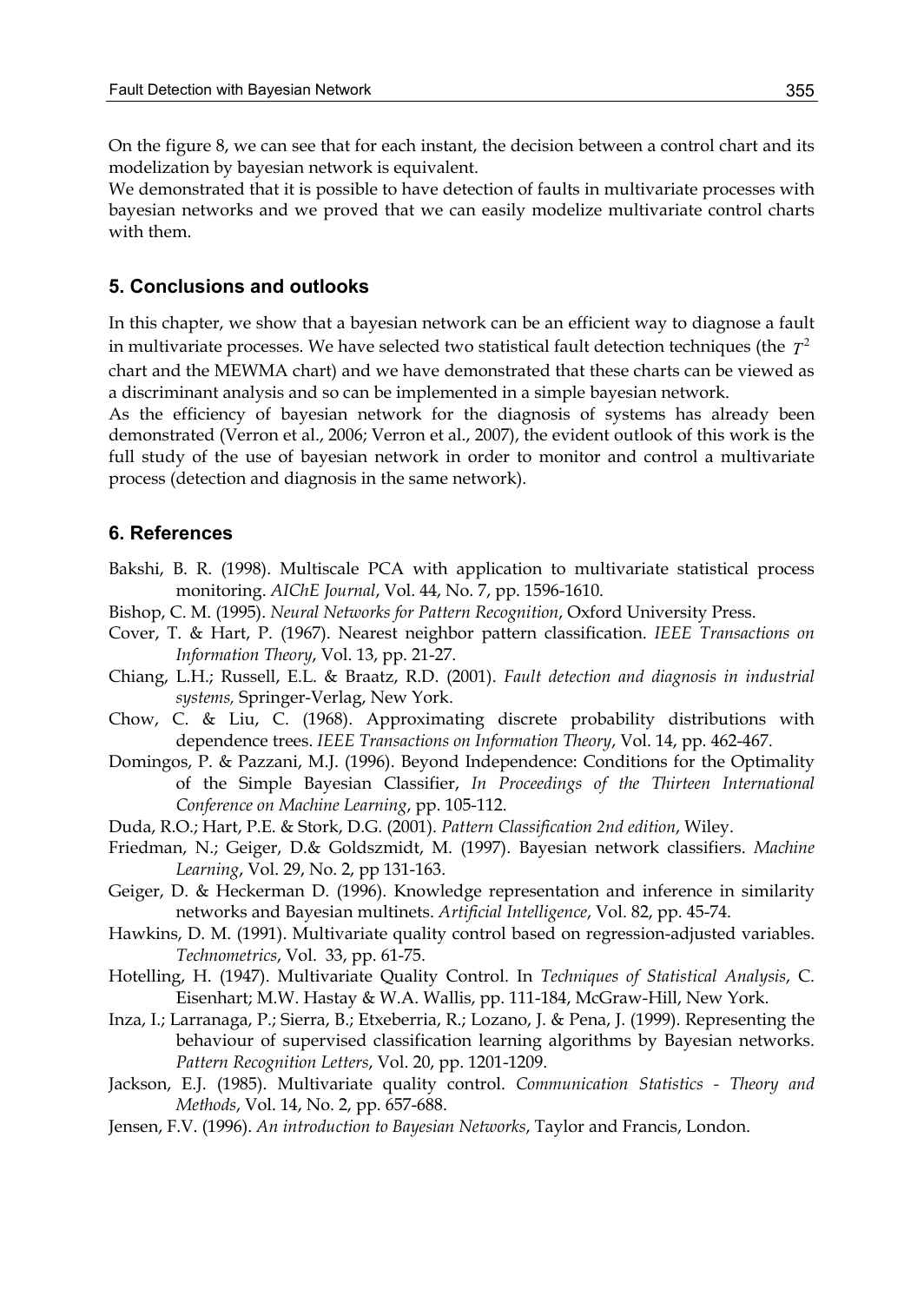On the figure 8, we can see that for each instant, the decision between a control chart and its modelization by bayesian network is equivalent.

We demonstrated that it is possible to have detection of faults in multivariate processes with bayesian networks and we proved that we can easily modelize multivariate control charts with them.

## 5. Conclusions and outlooks

In this chapter, we show that a bayesian network can be an efficient way to diagnose a fault in multivariate processes. We have selected two statistical fault detection techniques (the $T^2$ chart and the MEWMA chart) and we have demonstrated that these charts can be viewed as a discriminant analysis and so can be implemented in a simple bayesian network.

As the efficiency of bayesian network for the diagnosis of systems has already been demonstrated (Verron et al., 2006; Verron et al., 2007), the evident outlook of this work is the full study of the use of bayesian network in order to monitor and control a multivariate process (detection and diagnosis in the same network).

## 6. References

Bakshi, B. R. (1998). Multiscale PCA with application to multivariate statistical process monitoring. *AIChE Journal*, Vol. 44, No. 7, pp. 1596-1610.

Bishop, C. M. (1995). *Neural Networks for Pattern Recognition*, Oxford University Press.

Cover, T. & Hart, P. (1967). Nearest neighbor pattern classification. *IEEE Transactions on Information Theory*, Vol. 13, pp. 21-27.

Chiang, L.H.; Russell, E.L. & Braatz, R.D. (2001). *Fault detection and diagnosis in industrial systems,* Springer-Verlag, New York.

Chow, C. & Liu, C. (1968). Approximating discrete probability distributions with dependence trees. *IEEE Transactions on Information Theory*, Vol. 14, pp. 462-467.

Domingos, P. & Pazzani, M.J. (1996). Beyond Independence: Conditions for the Optimality of the Simple Bayesian Classifier, *In Proceedings of the Thirteen International Conference on Machine Learning*, pp. 105-112.

Duda, R.O.; Hart, P.E. & Stork, D.G. (2001). *Pattern Classification 2nd edition*, Wiley.

Friedman, N.; Geiger, D.& Goldszmidt, M. (1997). Bayesian network classifiers. *Machine Learning*, Vol. 29, No. 2, pp 131-163.

Geiger, D. & Heckerman D. (1996). Knowledge representation and inference in similarity networks and Bayesian multinets. *Artificial Intelligence*, Vol. 82, pp. 45-74.

Hawkins, D. M. (1991). Multivariate quality control based on regression-adjusted variables. *Technometrics*, Vol. 33, pp. 61-75.

Hotelling, H. (1947). Multivariate Quality Control. In *Techniques of Statistical Analysis*, C. Eisenhart; M.W. Hastay & W.A. Wallis, pp. 111-184, McGraw-Hill, New York.

Inza, I.; Larranaga, P.; Sierra, B.; Etxeberria, R.; Lozano, J. & Pena, J. (1999). Representing the behaviour of supervised classification learning algorithms by Bayesian networks. *Pattern Recognition Letters*, Vol. 20, pp. 1201-1209.

Jackson, E.J. (1985). Multivariate quality control. *Communication Statistics - Theory and Methods*, Vol. 14, No. 2, pp. 657-688.

Jensen, F.V. (1996). *An introduction to Bayesian Networks*, Taylor and Francis, London.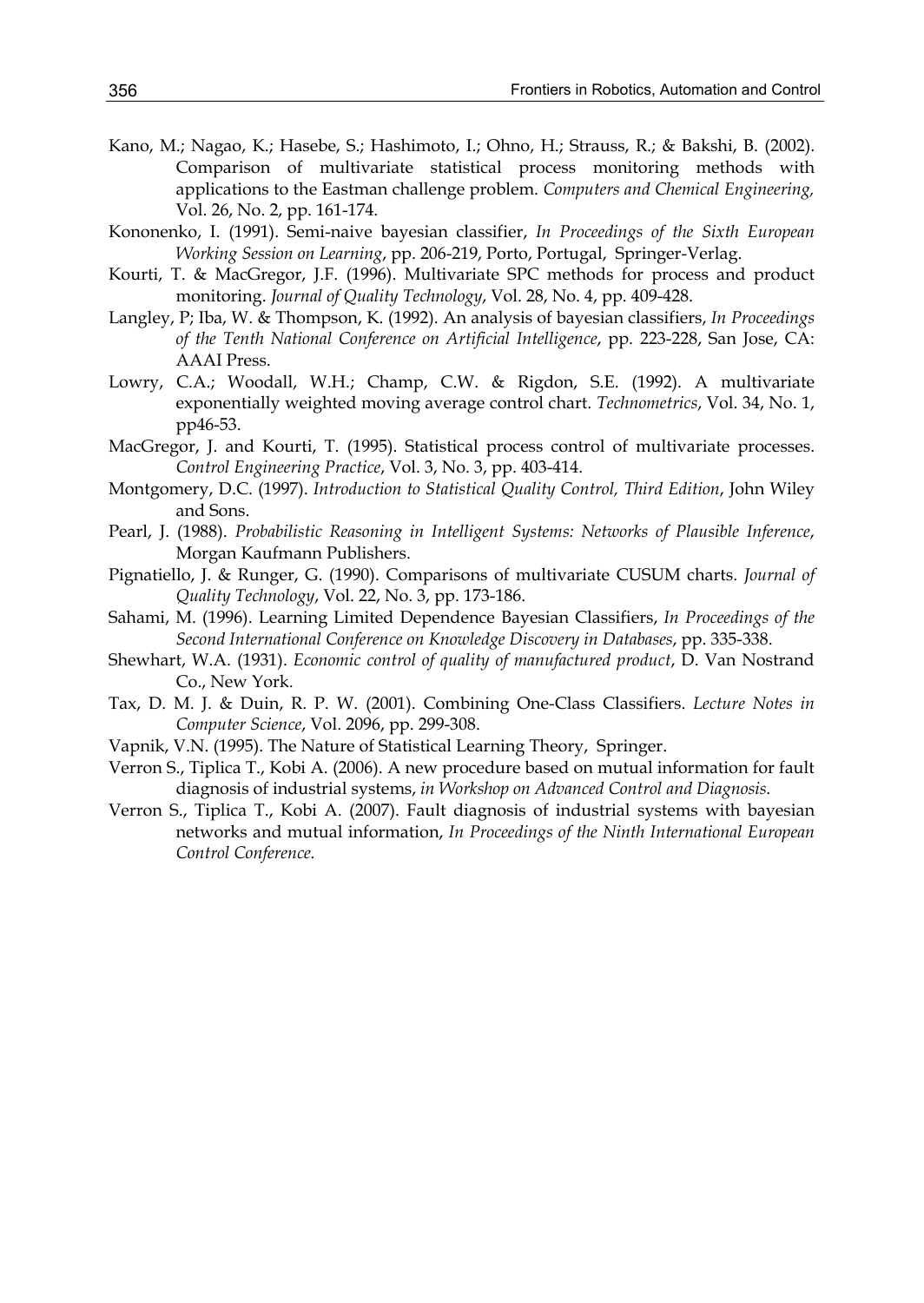Kano, M.; Nagao, K.; Hasebe, S.; Hashimoto, I.; Ohno, H.; Strauss, R.; & Bakshi, B. (2002). Comparison of multivariate statistical process monitoring methods with applications to the Eastman challenge problem. *Computers and Chemical Engineering,* Vol. 26, No. 2, pp. 161-174.

Kononenko, I. (1991). Semi-naive bayesian classifier, *In Proceedings of the Sixth European Working Session on Learning*, pp. 206-219, Porto, Portugal, Springer-Verlag.

Kourti, T. & MacGregor, J.F. (1996). Multivariate SPC methods for process and product monitoring. *Journal of Quality Technology*, Vol. 28, No. 4, pp. 409-428.

Langley, P; Iba, W. & Thompson, K. (1992). An analysis of bayesian classifiers, *In Proceedings of the Tenth National Conference on Artificial Intelligence*, pp. 223-228, San Jose, CA: AAAI Press.

Lowry, C.A.; Woodall, W.H.; Champ, C.W. & Rigdon, S.E. (1992). A multivariate exponentially weighted moving average control chart. *Technometrics*, Vol. 34, No. 1, pp46-53.

MacGregor, J. and Kourti, T. (1995). Statistical process control of multivariate processes. *Control Engineering Practice*, Vol. 3, No. 3, pp. 403-414.

Montgomery, D.C. (1997). *Introduction to Statistical Quality Control, Third Edition*, John Wiley and Sons.

Pearl, J. (1988). *Probabilistic Reasoning in Intelligent Systems: Networks of Plausible Inference*, Morgan Kaufmann Publishers.

Pignatiello, J. & Runger, G. (1990). Comparisons of multivariate CUSUM charts. *Journal of Quality Technology*, Vol. 22, No. 3, pp. 173-186.

Sahami, M. (1996). Learning Limited Dependence Bayesian Classifiers, *In Proceedings of the Second International Conference on Knowledge Discovery in Databases*, pp. 335-338.

Shewhart, W.A. (1931). *Economic control of quality of manufactured product*, D. Van Nostrand Co., New York.

Tax, D. M. J. & Duin, R. P. W. (2001). Combining One-Class Classifiers. *Lecture Notes in Computer Science*, Vol. 2096, pp. 299-308.

Vapnik, V.N. (1995). The Nature of Statistical Learning Theory, Springer.

Verron S., Tiplica T., Kobi A. (2006). A new procedure based on mutual information for fault diagnosis of industrial systems, *in Workshop on Advanced Control and Diagnosis*.

Verron S., Tiplica T., Kobi A. (2007). Fault diagnosis of industrial systems with bayesian networks and mutual information, *In Proceedings of the Ninth International European Control Conference.*